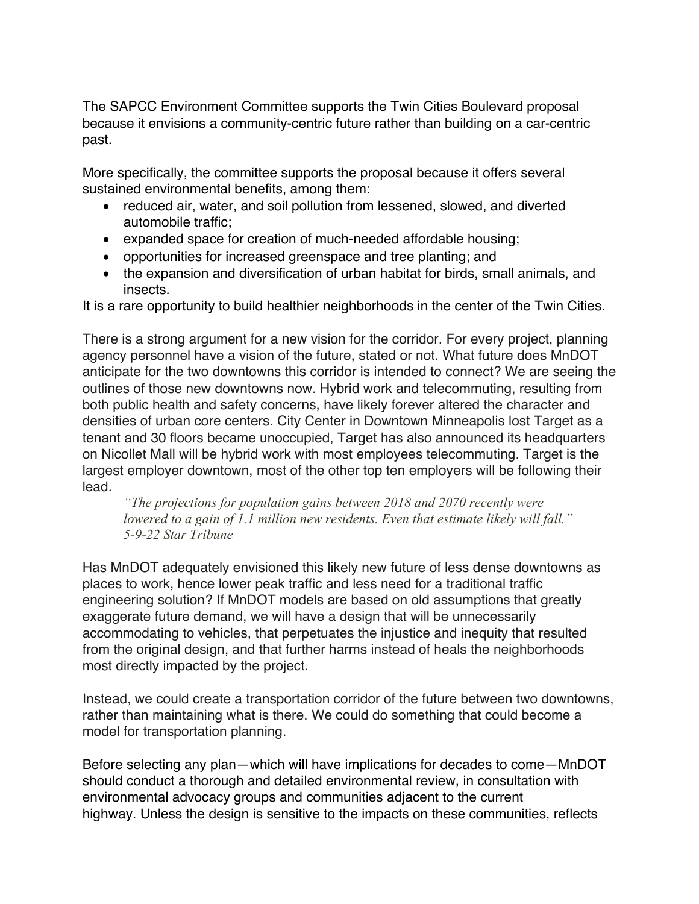The SAPCC Environment Committee supports the Twin Cities Boulevard proposal because it envisions a community-centric future rather than building on a car-centric past.

More specifically, the committee supports the proposal because it offers several sustained environmental benefits, among them:

- reduced air, water, and soil pollution from lessened, slowed, and diverted automobile traffic;
- expanded space for creation of much-needed affordable housing;
- opportunities for increased greenspace and tree planting; and
- the expansion and diversification of urban habitat for birds, small animals, and insects.

It is a rare opportunity to build healthier neighborhoods in the center of the Twin Cities.

There is a strong argument for a new vision for the corridor. For every project, planning agency personnel have a vision of the future, stated or not. What future does MnDOT anticipate for the two downtowns this corridor is intended to connect? We are seeing the outlines of those new downtowns now. Hybrid work and telecommuting, resulting from both public health and safety concerns, have likely forever altered the character and densities of urban core centers. City Center in Downtown Minneapolis lost Target as a tenant and 30 floors became unoccupied, Target has also announced its headquarters on Nicollet Mall will be hybrid work with most employees telecommuting. Target is the largest employer downtown, most of the other top ten employers will be following their lead.

> *"The projections for population gains between 2018 and 2070 recently were lowered to a gain of 1.1 million new residents. Even that estimate likely will fall."*
> *5-9-22 Star Tribune*

Has MnDOT adequately envisioned this likely new future of less dense downtowns as places to work, hence lower peak traffic and less need for a traditional traffic engineering solution? If MnDOT models are based on old assumptions that greatly exaggerate future demand, we will have a design that will be unnecessarily accommodating to vehicles, that perpetuates the injustice and inequity that resulted from the original design, and that further harms instead of heals the neighborhoods most directly impacted by the project.

Instead, we could create a transportation corridor of the future between two downtowns, rather than maintaining what is there. We could do something that could become a model for transportation planning.

Before selecting any plan—which will have implications for decades to come—MnDOT should conduct a thorough and detailed environmental review, in consultation with environmental advocacy groups and communities adjacent to the current highway. Unless the design is sensitive to the impacts on these communities, reflects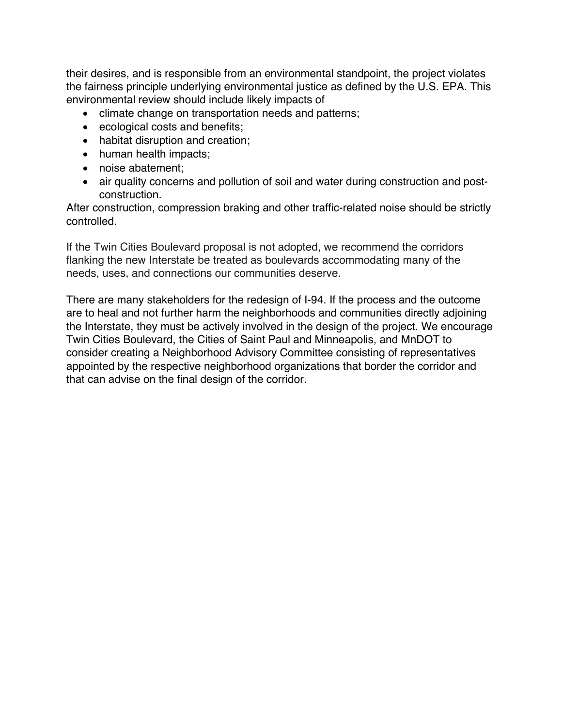their desires, and is responsible from an environmental standpoint, the project violates the fairness principle underlying environmental justice as defined by the U.S. EPA. This environmental review should include likely impacts of

- climate change on transportation needs and patterns;
- ecological costs and benefits;
- habitat disruption and creation;
- human health impacts;
- noise abatement;
- air quality concerns and pollution of soil and water during construction and post-construction.

After construction, compression braking and other traffic-related noise should be strictly controlled.

If the Twin Cities Boulevard proposal is not adopted, we recommend the corridors flanking the new Interstate be treated as boulevards accommodating many of the needs, uses, and connections our communities deserve.

There are many stakeholders for the redesign of I-94. If the process and the outcome are to heal and not further harm the neighborhoods and communities directly adjoining the Interstate, they must be actively involved in the design of the project. We encourage Twin Cities Boulevard, the Cities of Saint Paul and Minneapolis, and MnDOT to consider creating a Neighborhood Advisory Committee consisting of representatives appointed by the respective neighborhood organizations that border the corridor and that can advise on the final design of the corridor.